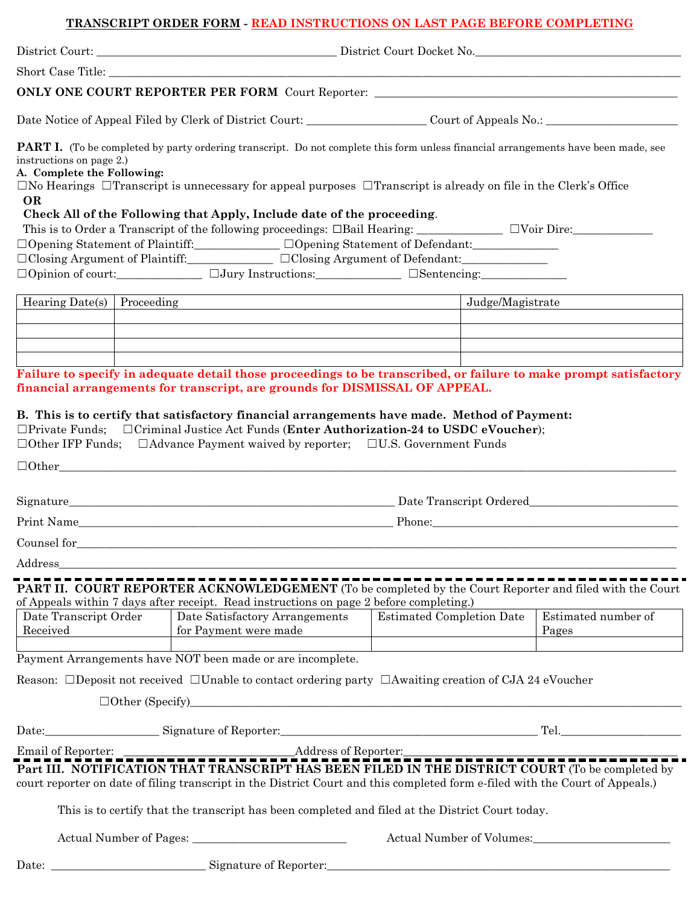# TRANSCRIPT ORDER FORM - READ INSTRUCTIONS ON LAST PAGE BEFORE COMPLETING

District Court: ________________________________________ District Court Docket No.__________________________________

Short Case Title: ______________________________________________________________________________________________

**ONLY ONE COURT REPORTER PER FORM** Court Reporter: ___________________________________________________

Date Notice of Appeal Filed by Clerk of District Court: ____________________ Court of Appeals No.: ______________________

**PART I.** (To be completed by party ordering transcript. Do not complete this form unless financial arrangements have been made, see instructions on page 2.)

**A. Complete the Following:**

☐No Hearings ☐Transcript is unnecessary for appeal purposes ☐Transcript is already on file in the Clerk's Office

**OR**

**Check All of the Following that Apply, Include date of the proceeding**.

This is to Order a Transcript of the following proceedings: ☐Bail Hearing: ______________ ☐Voir Dire:_____________

☐Opening Statement of Plaintiff:______________ ☐Opening Statement of Defendant:______________

☐Closing Argument of Plaintiff:______________ ☐Closing Argument of Defendant:______________

☐Opinion of court:______________ ☐Jury Instructions:______________ ☐Sentencing:______________

| Hearing Date(s) | Proceeding | Judge/Magistrate |
|---|---|---|
| | | |
| | | |
| | | |
| | | |

**Failure to specify in adequate detail those proceedings to be transcribed, or failure to make prompt satisfactory financial arrangements for transcript, are grounds for DISMISSAL OF APPEAL.**

**B. This is to certify that satisfactory financial arrangements have made. Method of Payment:**

☐Private Funds; ☐Criminal Justice Act Funds (**Enter Authorization-24 to USDC eVoucher**);

☐Other IFP Funds; ☐Advance Payment waived by reporter; ☐U.S. Government Funds

☐Other__________________________________________________________________________________________________

Signature_______________________________________________________ Date Transcript Ordered_________________________

Print Name______________________________________________________ Phone:________________________________________

Counsel for______________________________________________________________________________________________

Address_________________________________________________________________________________________________

---

**PART II. COURT REPORTER ACKNOWLEDGEMENT** (To be completed by the Court Reporter and filed with the Court of Appeals within 7 days after receipt. Read instructions on page 2 before completing.)

| Date Transcript Order Received | Date Satisfactory Arrangements for Payment were made | Estimated Completion Date | Estimated number of Pages |
|---|---|---|---|
| | | | |

Payment Arrangements have NOT been made or are incomplete.

Reason: ☐Deposit not received ☐Unable to contact ordering party ☐Awaiting creation of CJA 24 eVoucher

☐Other (Specify)________________________________________________________________________________

Date:___________________ Signature of Reporter:___________________________________________ Tel.____________________

Email of Reporter: ____________________________Address of Reporter:____________________________________________

---

**Part III. NOTIFICATION THAT TRANSCRIPT HAS BEEN FILED IN THE DISTRICT COURT** (To be completed by court reporter on date of filing transcript in the District Court and this completed form e-filed with the Court of Appeals.)

This is to certify that the transcript has been completed and filed at the District Court today.

Actual Number of Pages: _________________________ Actual Number of Volumes:_______________________

Date: _________________________ Signature of Reporter:__________________________________________________________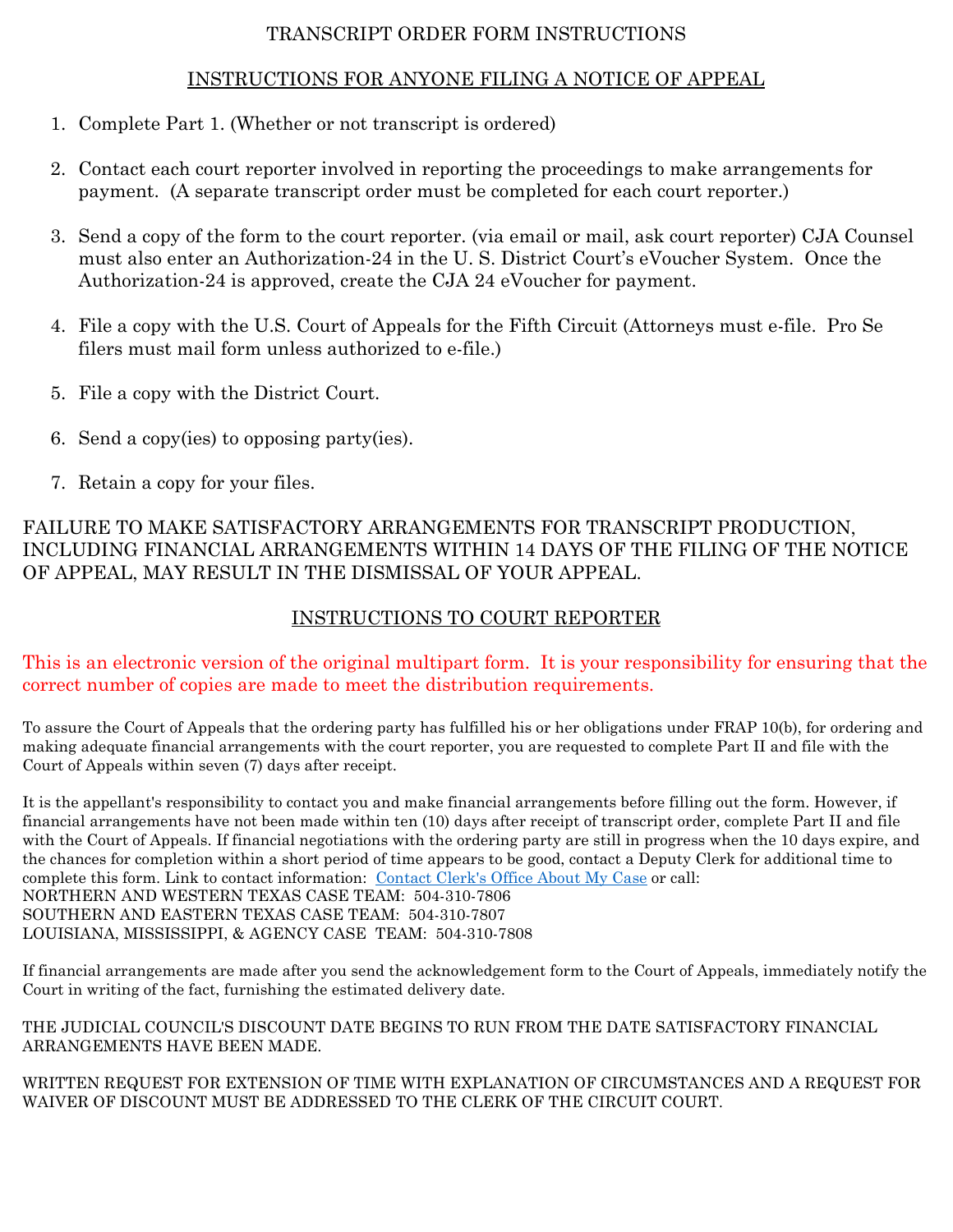# TRANSCRIPT ORDER FORM INSTRUCTIONS

## INSTRUCTIONS FOR ANYONE FILING A NOTICE OF APPEAL

1. Complete Part 1. (Whether or not transcript is ordered)
2. Contact each court reporter involved in reporting the proceedings to make arrangements for payment. (A separate transcript order must be completed for each court reporter.)
3. Send a copy of the form to the court reporter. (via email or mail, ask court reporter) CJA Counsel must also enter an Authorization-24 in the U. S. District Court's eVoucher System. Once the Authorization-24 is approved, create the CJA 24 eVoucher for payment.
4. File a copy with the U.S. Court of Appeals for the Fifth Circuit (Attorneys must e-file. Pro Se filers must mail form unless authorized to e-file.)
5. File a copy with the District Court.
6. Send a copy(ies) to opposing party(ies).
7. Retain a copy for your files.

FAILURE TO MAKE SATISFACTORY ARRANGEMENTS FOR TRANSCRIPT PRODUCTION, INCLUDING FINANCIAL ARRANGEMENTS WITHIN 14 DAYS OF THE FILING OF THE NOTICE OF APPEAL, MAY RESULT IN THE DISMISSAL OF YOUR APPEAL.

## INSTRUCTIONS TO COURT REPORTER

This is an electronic version of the original multipart form. It is your responsibility for ensuring that the correct number of copies are made to meet the distribution requirements.

To assure the Court of Appeals that the ordering party has fulfilled his or her obligations under FRAP 10(b), for ordering and making adequate financial arrangements with the court reporter, you are requested to complete Part II and file with the Court of Appeals within seven (7) days after receipt.

It is the appellant's responsibility to contact you and make financial arrangements before filling out the form. However, if financial arrangements have not been made within ten (10) days after receipt of transcript order, complete Part II and file with the Court of Appeals. If financial negotiations with the ordering party are still in progress when the 10 days expire, and the chances for completion within a short period of time appears to be good, contact a Deputy Clerk for additional time to complete this form. Link to contact information: Contact Clerk's Office About My Case or call:
NORTHERN AND WESTERN TEXAS CASE TEAM: 504-310-7806
SOUTHERN AND EASTERN TEXAS CASE TEAM: 504-310-7807
LOUISIANA, MISSISSIPPI, & AGENCY CASE TEAM: 504-310-7808

If financial arrangements are made after you send the acknowledgement form to the Court of Appeals, immediately notify the Court in writing of the fact, furnishing the estimated delivery date.

THE JUDICIAL COUNCIL'S DISCOUNT DATE BEGINS TO RUN FROM THE DATE SATISFACTORY FINANCIAL ARRANGEMENTS HAVE BEEN MADE.

WRITTEN REQUEST FOR EXTENSION OF TIME WITH EXPLANATION OF CIRCUMSTANCES AND A REQUEST FOR WAIVER OF DISCOUNT MUST BE ADDRESSED TO THE CLERK OF THE CIRCUIT COURT.